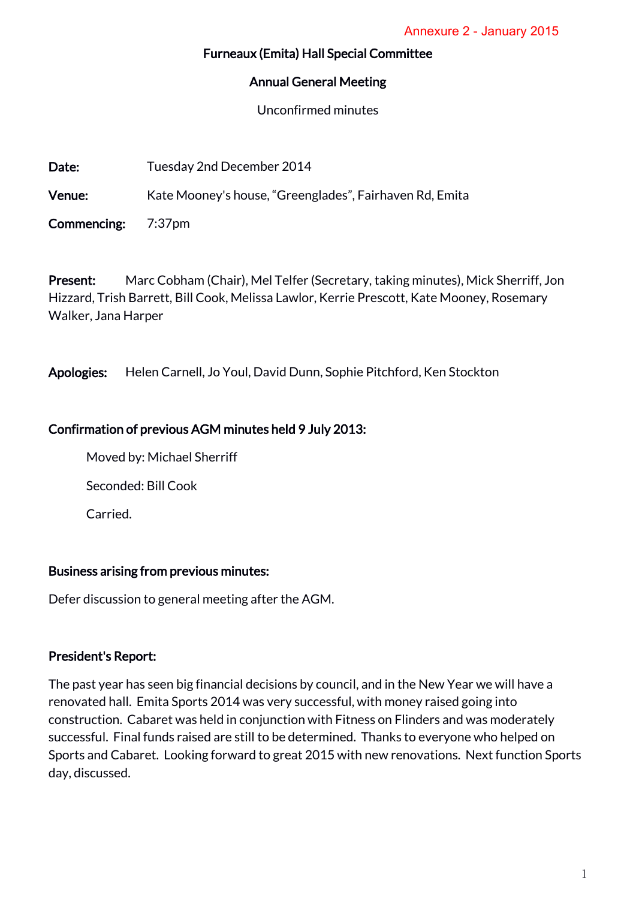Annexure 2 - January 2015

# Furneaux (Emita) Hall Special Committee

## Annual General Meeting

Unconfirmed minutes

**Date:** Tuesday 2nd December 2014

**Venue:** Kate Mooney's house, "Greenglades", Fairhaven Rd, Emita

**Commencing:** 7:37pm

**Present:** Marc Cobham (Chair), Mel Telfer (Secretary, taking minutes), Mick Sherriff, Jon Hizzard, Trish Barrett, Bill Cook, Melissa Lawlor, Kerrie Prescott, Kate Mooney, Rosemary Walker, Jana Harper

**Apologies:** Helen Carnell, Jo Youl, David Dunn, Sophie Pitchford, Ken Stockton

### Confirmation of previous AGM minutes held 9 July 2013:

Moved by: Michael Sherriff

Seconded: Bill Cook

Carried.

### Business arising from previous minutes:

Defer discussion to general meeting after the AGM.

### President's Report:

The past year has seen big financial decisions by council, and in the New Year we will have a renovated hall. Emita Sports 2014 was very successful, with money raised going into construction. Cabaret was held in conjunction with Fitness on Flinders and was moderately successful. Final funds raised are still to be determined. Thanks to everyone who helped on Sports and Cabaret. Looking forward to great 2015 with new renovations. Next function Sports day, discussed.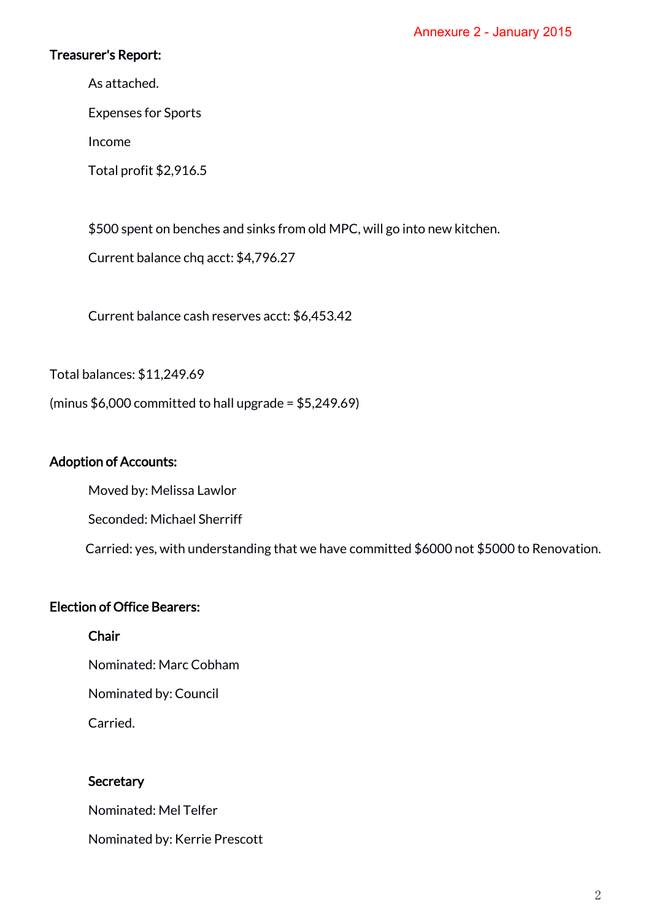Annexure 2 - January 2015

**Treasurer's Report:**

As attached.

Expenses for Sports

Income

Total profit $2,916.5

$500 spent on benches and sinks from old MPC, will go into new kitchen.

Current balance chq acct: $4,796.27

Current balance cash reserves acct: $6,453.42

Total balances: $11,249.69

(minus $6,000 committed to hall upgrade = $5,249.69)

**Adoption of Accounts:**

Moved by: Melissa Lawlor

Seconded: Michael Sherriff

Carried: yes, with understanding that we have committed $6000 not $5000 to Renovation.

**Election of Office Bearers:**

**Chair**

Nominated: Marc Cobham

Nominated by: Council

Carried.

**Secretary**

Nominated: Mel Telfer

Nominated by: Kerrie Prescott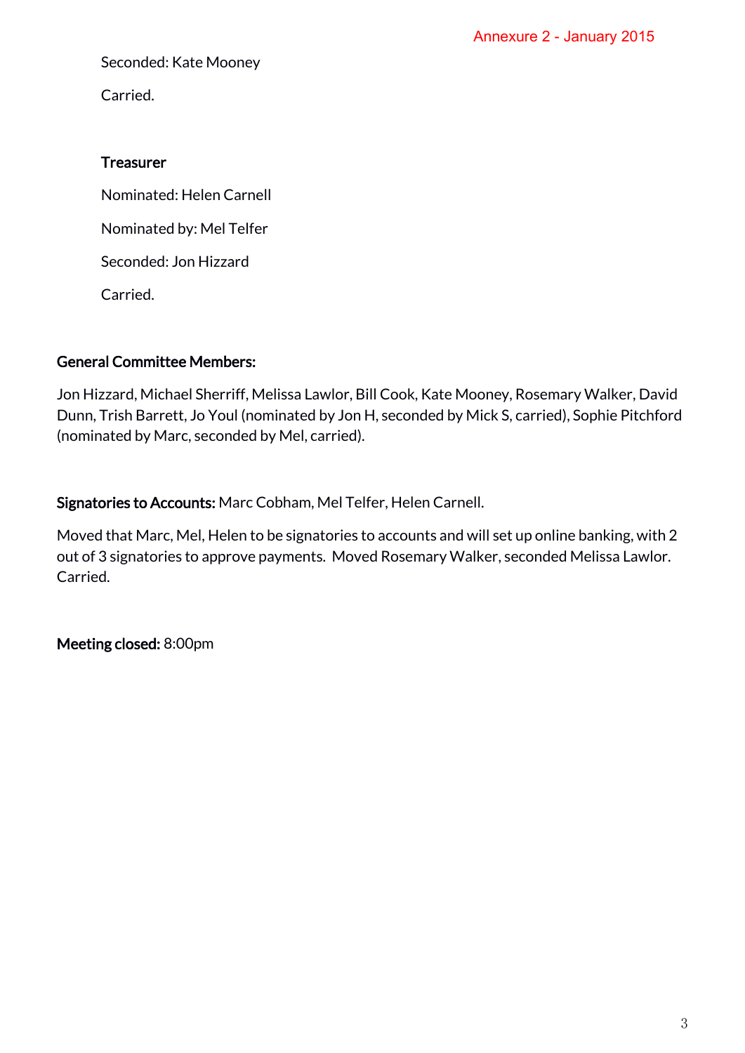Annexure 2 - January 2015

Seconded: Kate Mooney

Carried.

**Treasurer**

Nominated: Helen Carnell

Nominated by: Mel Telfer

Seconded: Jon Hizzard

Carried.

**General Committee Members:**

Jon Hizzard, Michael Sherriff, Melissa Lawlor, Bill Cook, Kate Mooney, Rosemary Walker, David Dunn, Trish Barrett, Jo Youl (nominated by Jon H, seconded by Mick S, carried), Sophie Pitchford (nominated by Marc, seconded by Mel, carried).

**Signatories to Accounts:** Marc Cobham, Mel Telfer, Helen Carnell.

Moved that Marc, Mel, Helen to be signatories to accounts and will set up online banking, with 2 out of 3 signatories to approve payments. Moved Rosemary Walker, seconded Melissa Lawlor. Carried.

**Meeting closed:** 8:00pm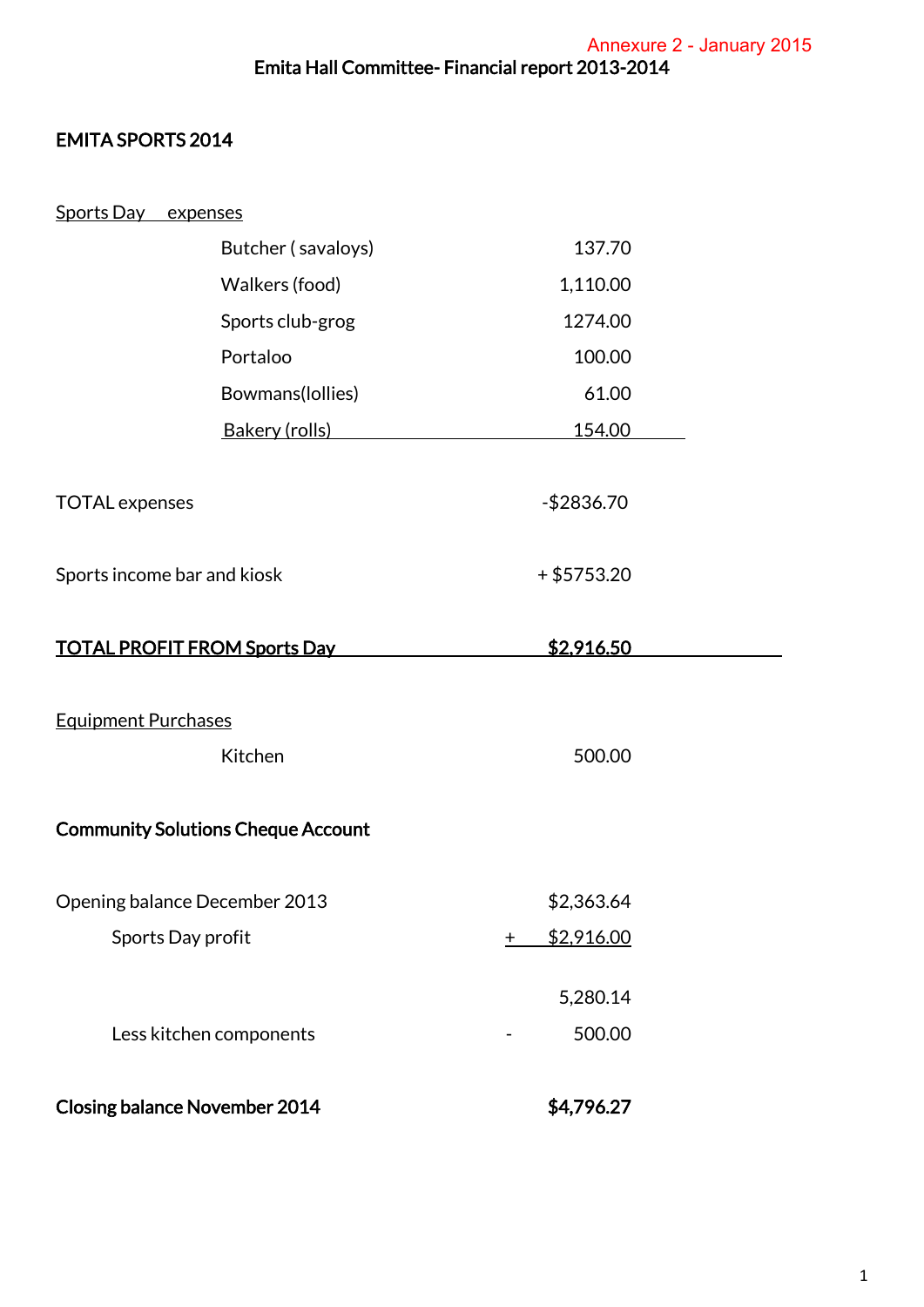Annexure 2 - January 2015

# Emita Hall Committee- Financial report 2013-2014

## EMITA SPORTS 2014

Sports Day expenses

| | |
|---|---|
| Butcher ( savaloys) | 137.70 |
| Walkers (food) | 1,110.00 |
| Sports club-grog | 1274.00 |
| Portaloo | 100.00 |
| Bowmans(lollies) | 61.00 |
| Bakery (rolls) | 154.00 |

| | |
|---|---|
| TOTAL expenses | -$2836.70 |
| Sports income bar and kiosk | + $5753.20 |
| **TOTAL PROFIT FROM Sports Day** | **$2,916.50** |

Equipment Purchases

| | |
|---|---|
| Kitchen | 500.00 |

**Community Solutions Cheque Account**

| | |
|---|---|
| Opening balance December 2013 | $2,363.64 |
| Sports Day profit | + $2,916.00 |
| | 5,280.14 |
| Less kitchen components | - 500.00 |
| **Closing balance November 2014** | **$4,796.27** |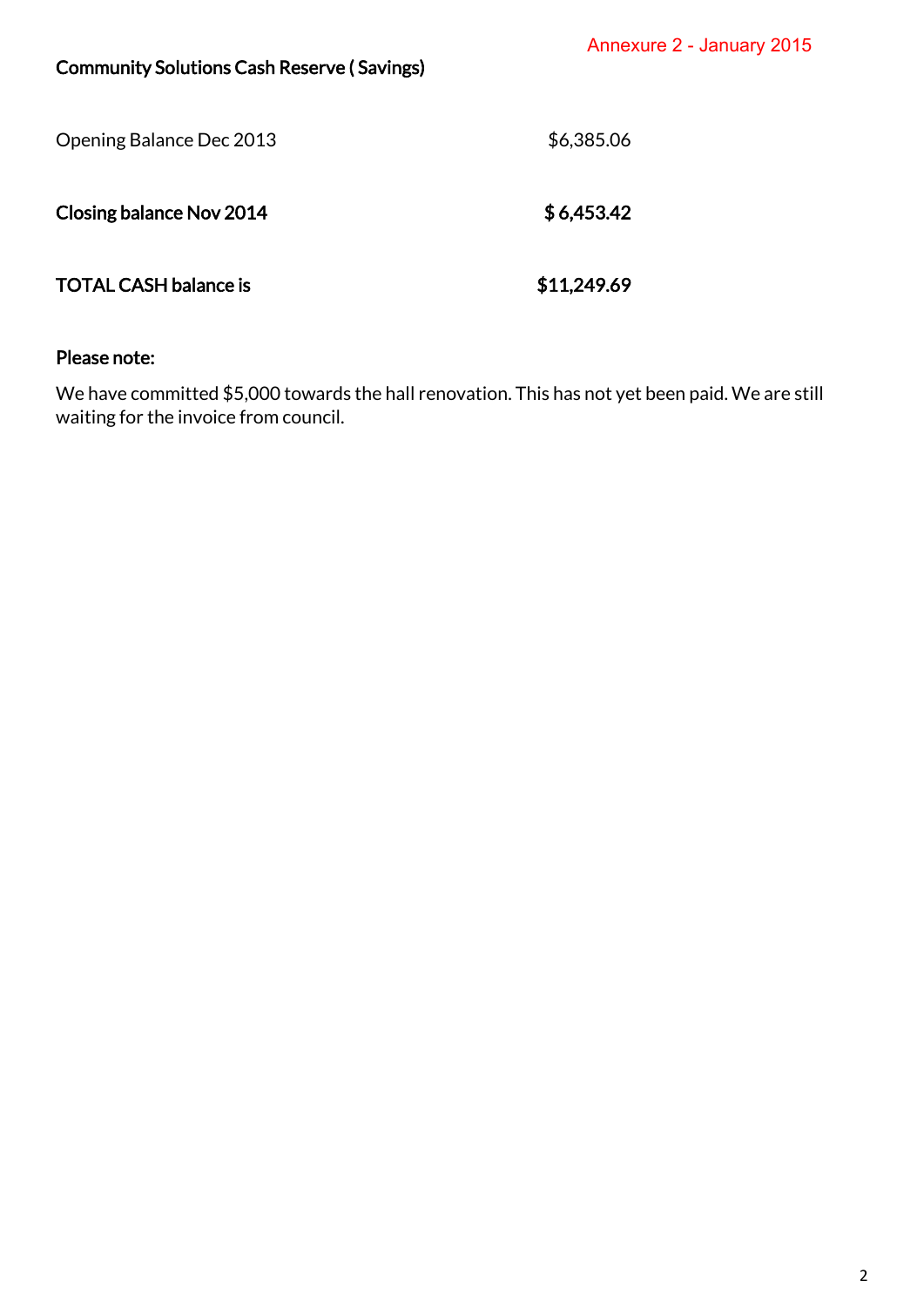Annexure 2 - January 2015

## Community Solutions Cash Reserve ( Savings)

| | |
|---|---|
| Opening Balance Dec 2013 | $6,385.06 |
| **Closing balance Nov 2014** | **$ 6,453.42** |
| **TOTAL CASH balance is** | **$11,249.69** |

**Please note:**

We have committed $5,000 towards the hall renovation. This has not yet been paid. We are still waiting for the invoice from council.